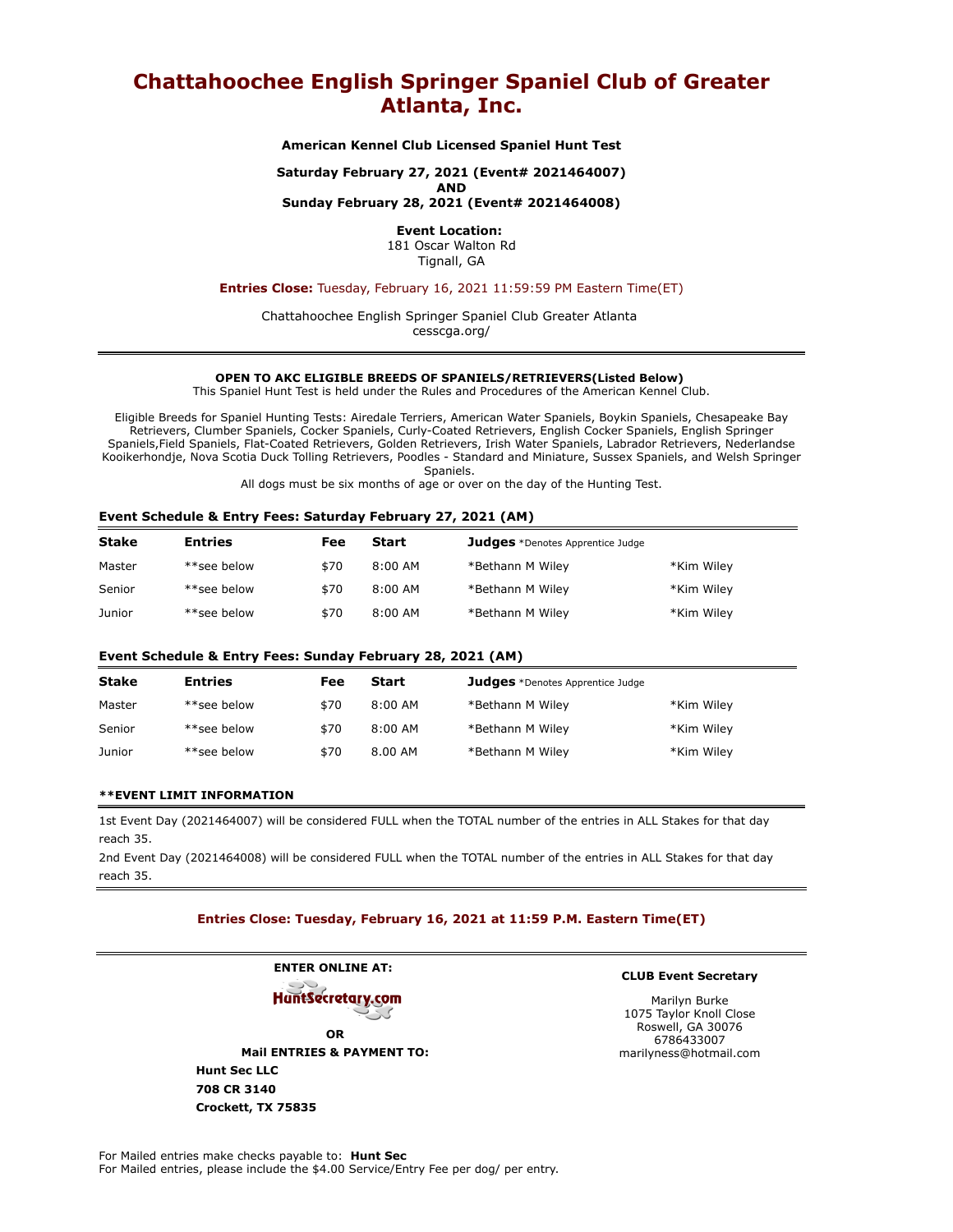# Chattahoochee English Springer Spaniel Club of Greater Atlanta, Inc.

**American Kennel Club Licensed Spaniel Hunt Test**

**Saturday February 27, 2021 (Event# 2021464007)**
**AND**
**Sunday February 28, 2021 (Event# 2021464008)**

**Event Location:**
181 Oscar Walton Rd
Tignall, GA

**Entries Close:** Tuesday, February 16, 2021 11:59:59 PM Eastern Time(ET)

Chattahoochee English Springer Spaniel Club Greater Atlanta
cesscga.org/

---

**OPEN TO AKC ELIGIBLE BREEDS OF SPANIELS/RETRIEVERS(Listed Below)**
This Spaniel Hunt Test is held under the Rules and Procedures of the American Kennel Club.

Eligible Breeds for Spaniel Hunting Tests: Airedale Terriers, American Water Spaniels, Boykin Spaniels, Chesapeake Bay Retrievers, Clumber Spaniels, Cocker Spaniels, Curly-Coated Retrievers, English Cocker Spaniels, English Springer Spaniels,Field Spaniels, Flat-Coated Retrievers, Golden Retrievers, Irish Water Spaniels, Labrador Retrievers, Nederlandse Kooikerhondje, Nova Scotia Duck Tolling Retrievers, Poodles - Standard and Miniature, Sussex Spaniels, and Welsh Springer Spaniels.
All dogs must be six months of age or over on the day of the Hunting Test.

### Event Schedule & Entry Fees: Saturday February 27, 2021 (AM)

| Stake | Entries | Fee | Start | Judges *Denotes Apprentice Judge | |
|---|---|---|---|---|---|
| Master | **see below | $70 | 8:00 AM | *Bethann M Wiley | *Kim Wiley |
| Senior | **see below | $70 | 8:00 AM | *Bethann M Wiley | *Kim Wiley |
| Junior | **see below | $70 | 8:00 AM | *Bethann M Wiley | *Kim Wiley |

### Event Schedule & Entry Fees: Sunday February 28, 2021 (AM)

| Stake | Entries | Fee | Start | Judges *Denotes Apprentice Judge | |
|---|---|---|---|---|---|
| Master | **see below | $70 | 8:00 AM | *Bethann M Wiley | *Kim Wiley |
| Senior | **see below | $70 | 8:00 AM | *Bethann M Wiley | *Kim Wiley |
| Junior | **see below | $70 | 8.00 AM | *Bethann M Wiley | *Kim Wiley |

**\*\*EVENT LIMIT INFORMATION**

1st Event Day (2021464007) will be considered FULL when the TOTAL number of the entries in ALL Stakes for that day reach 35.

2nd Event Day (2021464008) will be considered FULL when the TOTAL number of the entries in ALL Stakes for that day reach 35.

**Entries Close: Tuesday, February 16, 2021 at 11:59 P.M. Eastern Time(ET)**

---

**ENTER ONLINE AT:**

HuntSecretary.com

**OR**

**Mail ENTRIES & PAYMENT TO:**

**Hunt Sec LLC**
**708 CR 3140**
**Crockett, TX 75835**

**CLUB Event Secretary**

Marilyn Burke
1075 Taylor Knoll Close
Roswell, GA 30076
6786433007
marilyness@hotmail.com

For Mailed entries make checks payable to: **Hunt Sec**
For Mailed entries, please include the $4.00 Service/Entry Fee per dog/ per entry.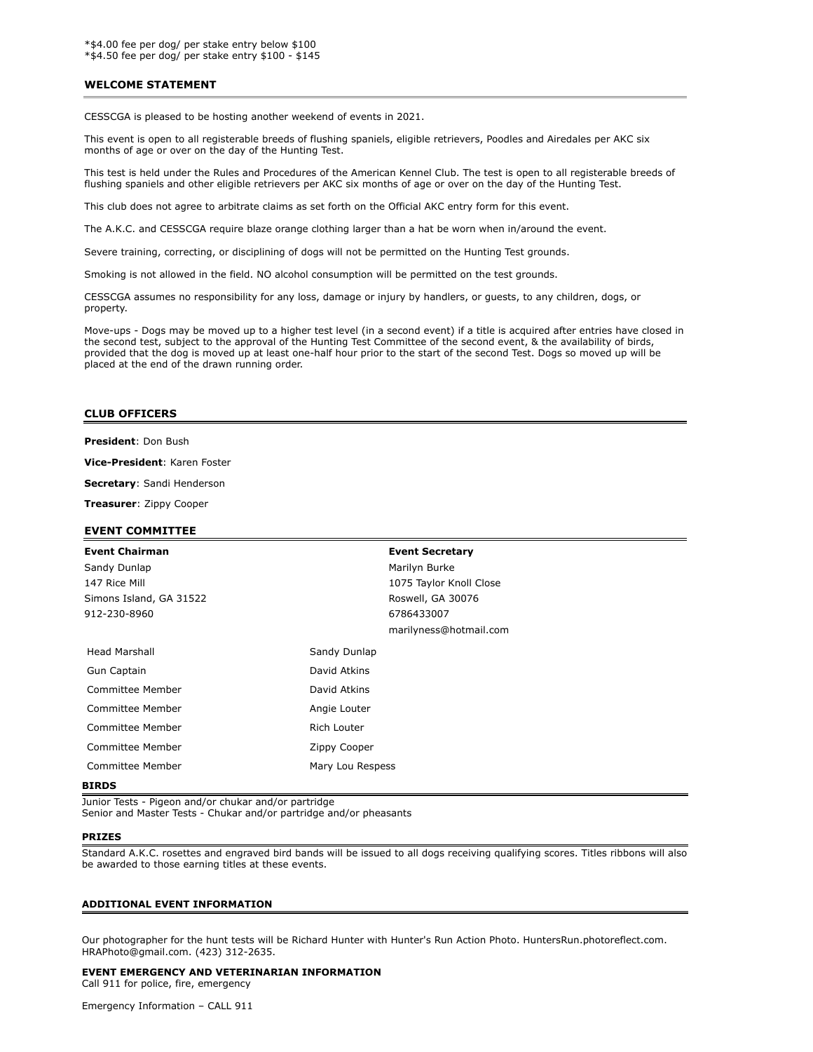*$4.00 fee per dog/ per stake entry below $100
*$4.50 fee per dog/ per stake entry $100 - $145

## WELCOME STATEMENT

CESSCGA is pleased to be hosting another weekend of events in 2021.

This event is open to all registerable breeds of flushing spaniels, eligible retrievers, Poodles and Airedales per AKC six months of age or over on the day of the Hunting Test.

This test is held under the Rules and Procedures of the American Kennel Club. The test is open to all registerable breeds of flushing spaniels and other eligible retrievers per AKC six months of age or over on the day of the Hunting Test.

This club does not agree to arbitrate claims as set forth on the Official AKC entry form for this event.

The A.K.C. and CESSCGA require blaze orange clothing larger than a hat be worn when in/around the event.

Severe training, correcting, or disciplining of dogs will not be permitted on the Hunting Test grounds.

Smoking is not allowed in the field. NO alcohol consumption will be permitted on the test grounds.

CESSCGA assumes no responsibility for any loss, damage or injury by handlers, or guests, to any children, dogs, or property.

Move-ups - Dogs may be moved up to a higher test level (in a second event) if a title is acquired after entries have closed in the second test, subject to the approval of the Hunting Test Committee of the second event, & the availability of birds, provided that the dog is moved up at least one-half hour prior to the start of the second Test. Dogs so moved up will be placed at the end of the drawn running order.

## CLUB OFFICERS

**President**: Don Bush

**Vice-President**: Karen Foster

**Secretary**: Sandi Henderson

**Treasurer**: Zippy Cooper

## EVENT COMMITTEE

**Event Chairman**
Sandy Dunlap
147 Rice Mill
Simons Island, GA 31522
912-230-8960

**Event Secretary**
Marilyn Burke
1075 Taylor Knoll Close
Roswell, GA 30076
6786433007
marilyness@hotmail.com

| | |
|---|---|
| Head Marshall | Sandy Dunlap |
| Gun Captain | David Atkins |
| Committee Member | David Atkins |
| Committee Member | Angie Louter |
| Committee Member | Rich Louter |
| Committee Member | Zippy Cooper |
| Committee Member | Mary Lou Respess |

## BIRDS

Junior Tests - Pigeon and/or chukar and/or partridge
Senior and Master Tests - Chukar and/or partridge and/or pheasants

## PRIZES

Standard A.K.C. rosettes and engraved bird bands will be issued to all dogs receiving qualifying scores. Titles ribbons will also be awarded to those earning titles at these events.

## ADDITIONAL EVENT INFORMATION

Our photographer for the hunt tests will be Richard Hunter with Hunter's Run Action Photo. HuntersRun.photoreflect.com. HRAPhoto@gmail.com. (423) 312-2635.

**EVENT EMERGENCY AND VETERINARIAN INFORMATION**
Call 911 for police, fire, emergency

Emergency Information – CALL 911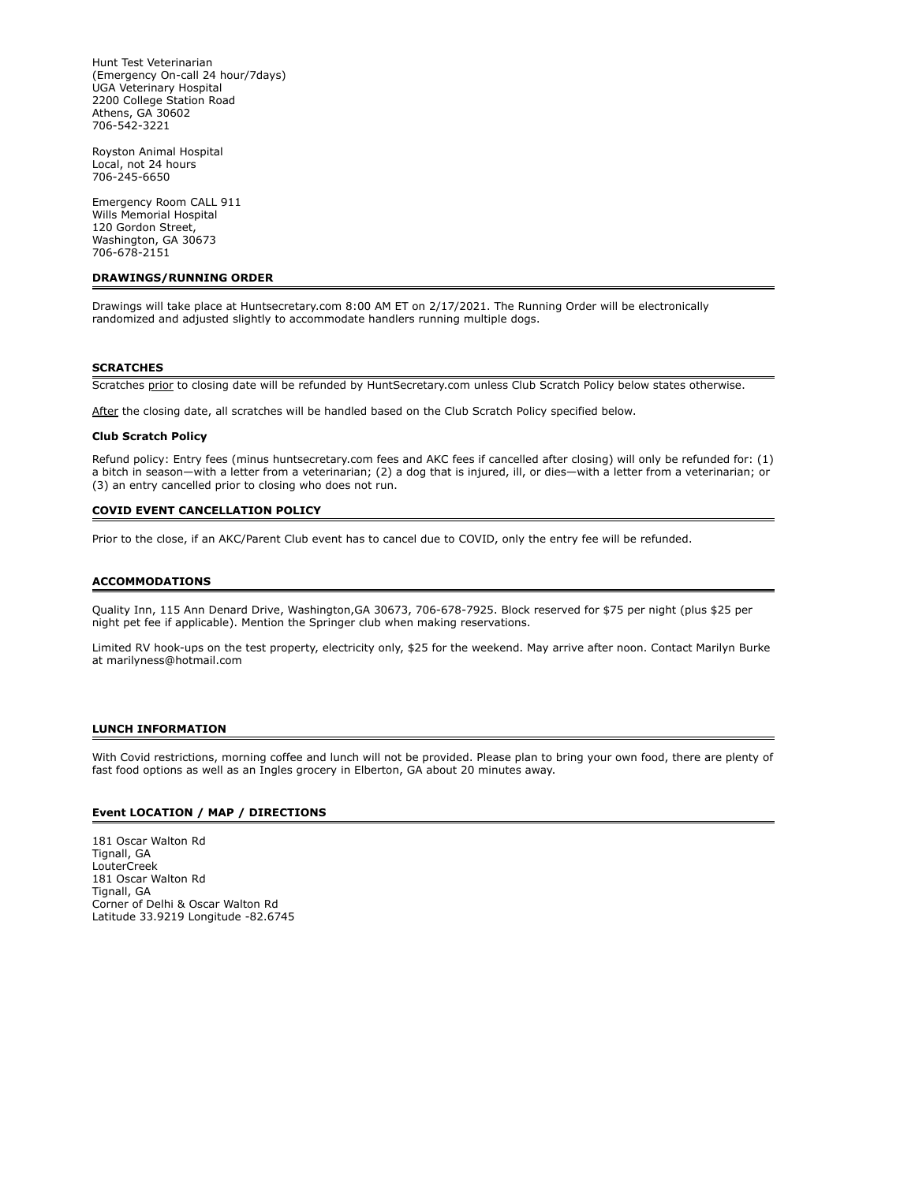Hunt Test Veterinarian
(Emergency On-call 24 hour/7days)
UGA Veterinary Hospital
2200 College Station Road
Athens, GA 30602
706-542-3221

Royston Animal Hospital
Local, not 24 hours
706-245-6650

Emergency Room CALL 911
Wills Memorial Hospital
120 Gordon Street,
Washington, GA 30673
706-678-2151

## DRAWINGS/RUNNING ORDER

Drawings will take place at Huntsecretary.com 8:00 AM ET on 2/17/2021. The Running Order will be electronically randomized and adjusted slightly to accommodate handlers running multiple dogs.

## SCRATCHES

Scratches prior to closing date will be refunded by HuntSecretary.com unless Club Scratch Policy below states otherwise.

After the closing date, all scratches will be handled based on the Club Scratch Policy specified below.

### Club Scratch Policy

Refund policy: Entry fees (minus huntsecretary.com fees and AKC fees if cancelled after closing) will only be refunded for: (1) a bitch in season—with a letter from a veterinarian; (2) a dog that is injured, ill, or dies—with a letter from a veterinarian; or (3) an entry cancelled prior to closing who does not run.

## COVID EVENT CANCELLATION POLICY

Prior to the close, if an AKC/Parent Club event has to cancel due to COVID, only the entry fee will be refunded.

## ACCOMMODATIONS

Quality Inn, 115 Ann Denard Drive, Washington,GA 30673, 706-678-7925. Block reserved for $75 per night (plus $25 per night pet fee if applicable). Mention the Springer club when making reservations.

Limited RV hook-ups on the test property, electricity only, $25 for the weekend. May arrive after noon. Contact Marilyn Burke at marilyness@hotmail.com

## LUNCH INFORMATION

With Covid restrictions, morning coffee and lunch will not be provided. Please plan to bring your own food, there are plenty of fast food options as well as an Ingles grocery in Elberton, GA about 20 minutes away.

## Event LOCATION / MAP / DIRECTIONS

181 Oscar Walton Rd
Tignall, GA
LouterCreek
181 Oscar Walton Rd
Tignall, GA
Corner of Delhi & Oscar Walton Rd
Latitude 33.9219 Longitude -82.6745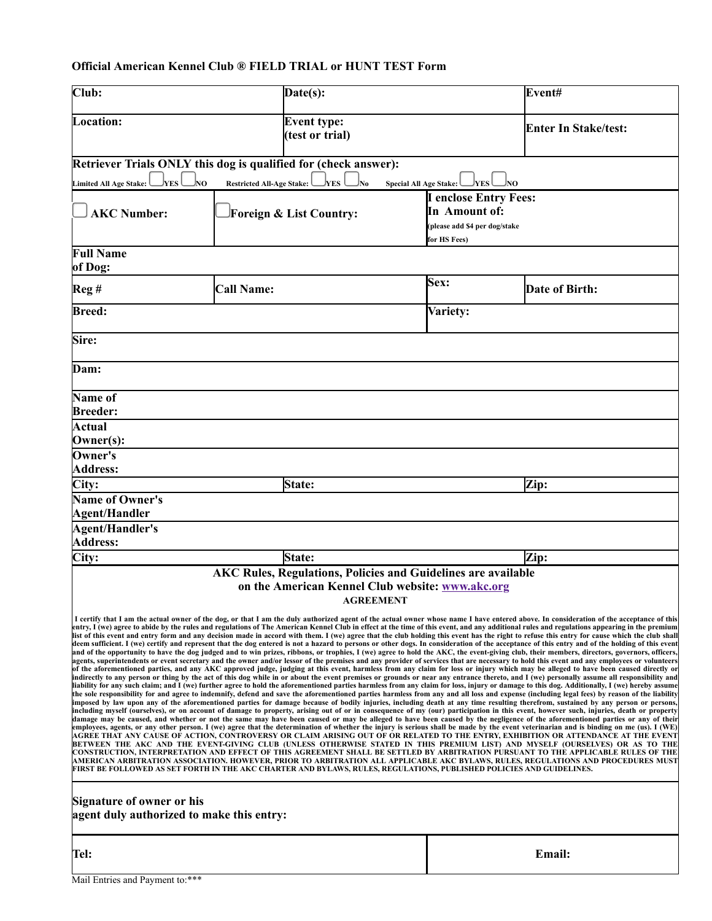**Official American Kennel Club ® FIELD TRIAL or HUNT TEST Form**

| | | | |
|---|---|---|---|
| **Club:** | **Date(s):** | | **Event#** |
| **Location:** | **Event type: (test or trial)** | | **Enter In Stake/test:** |

**Retriever Trials ONLY this dog is qualified for (check answer):**

Limited All Age Stake: ☐ YES ☐ NO  Restricted All-Age Stake: ☐ YES ☐ No  Special All Age Stake: ☐ YES ☐ NO

| | | |
|---|---|---|
| ☐ **AKC Number:** | ☐ **Foreign & List Country:** | **I enclose Entry Fees: In Amount of:** (please add $4 per dog/stake for HS Fees) |

| | | | |
|---|---|---|---|
| **Full Name of Dog:** | | | |
| **Reg #** | **Call Name:** | **Sex:** | **Date of Birth:** |
| **Breed:** | | **Variety:** | |
| **Sire:** | | | |
| **Dam:** | | | |
| **Name of Breeder:** | | | |
| **Actual Owner(s):** | | | |
| **Owner's Address:** | | | |
| **City:** | **State:** | | **Zip:** |
| **Name of Owner's Agent/Handler** | | | |
| **Agent/Handler's Address:** | | | |
| **City:** | **State:** | | **Zip:** |

**AKC Rules, Regulations, Policies and Guidelines are available on the American Kennel Club website: www.akc.org**

**AGREEMENT**

**I certify that I am the actual owner of the dog, or that I am the duly authorized agent of the actual owner whose name I have entered above. In consideration of the acceptance of this entry, I (we) agree to abide by the rules and regulations of The American Kennel Club in effect at the time of this event, and any additional rules and regulations appearing in the premium list of this event and entry form and any decision made in accord with them. I (we) agree that the club holding this event has the right to refuse this entry for cause which the club shall deem sufficient. I (we) certify and represent that the dog entered is not a hazard to persons or other dogs. In consideration of the acceptance of this entry and of the holding of this event and of the opportunity to have the dog judged and to win prizes, ribbons, or trophies, I (we) agree to hold the AKC, the event-giving club, their members, directors, governors, officers, agents, superintendents or event secretary and the owner and/or lessor of the premises and any provider of services that are necessary to hold this event and any employees or volunteers of the aforementioned parties, and any AKC approved judge, judging at this event, harmless from any claim for loss or injury which may be alleged to have been caused directly or indirectly to any person or thing by the act of this dog while in or about the event premises or grounds or near any entrance thereto, and I (we) personally assume all responsibility and liability for any such claim; and I (we) further agree to hold the aforementioned parties harmless from any claim for loss, injury or damage to this dog. Additionally, I (we) hereby assume the sole responsibility for and agree to indemnify, defend and save the aforementioned parties harmless from any and all loss and expense (including legal fees) by reason of the liability imposed by law upon any of the aforementioned parties for damage because of bodily injuries, including death at any time resulting therefrom, sustained by any person or persons, including myself (ourselves), or on account of damage to property, arising out of or in consequence of my (our) participation in this event, however such, injuries, death or property damage may be caused, and whether or not the same may have been caused or may be alleged to have been caused by the negligence of the aforementioned parties or any of their employees, agents, or any other person. I (we) agree that the determination of whether the injury is serious shall be made by the event veterinarian and is binding on me (us). I (WE) AGREE THAT ANY CAUSE OF ACTION, CONTROVERSY OR CLAIM ARISING OUT OF OR RELATED TO THE ENTRY, EXHIBITION OR ATTENDANCE AT THE EVENT BETWEEN THE AKC AND THE EVENT-GIVING CLUB (UNLESS OTHERWISE STATED IN THIS PREMIUM LIST) AND MYSELF (OURSELVES) OR AS TO THE CONSTRUCTION, INTERPRETATION AND EFFECT OF THIS AGREEMENT SHALL BE SETTLED BY ARBITRATION PURSUANT TO THE APPLICABLE RULES OF THE AMERICAN ARBITRATION ASSOCIATION. HOWEVER, PRIOR TO ARBITRATION ALL APPLICABLE AKC BYLAWS, RULES, REGULATIONS AND PROCEDURES MUST FIRST BE FOLLOWED AS SET FORTH IN THE AKC CHARTER AND BYLAWS, RULES, REGULATIONS, PUBLISHED POLICIES AND GUIDELINES.**

**Signature of owner or his agent duly authorized to make this entry:**

| | |
|---|---|
| **Tel:** | **Email:** |

Mail Entries and Payment to:***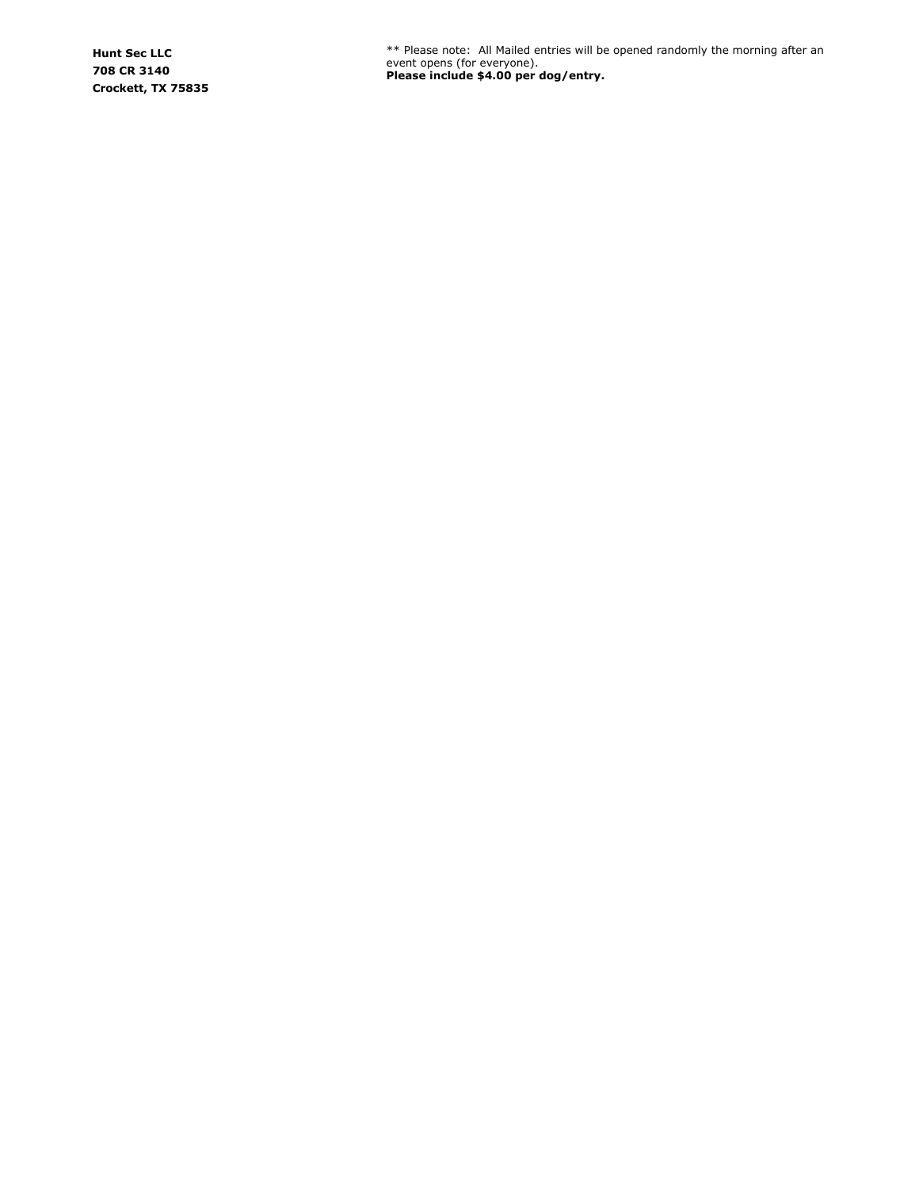**Hunt Sec LLC**
**708 CR 3140**
**Crockett, TX 75835**

** Please note: All Mailed entries will be opened randomly the morning after an event opens (for everyone).
**Please include $4.00 per dog/entry.**